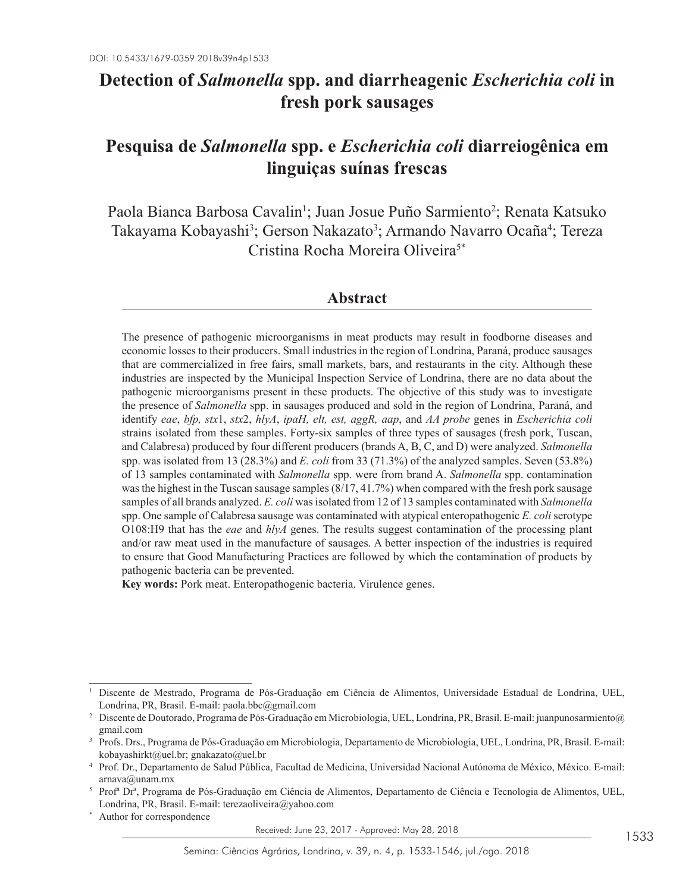DOI: 10.5433/1679-0359.2018v39n4p1533

# Detection of *Salmonella* spp. and diarrheagenic *Escherichia coli* in fresh pork sausages

# Pesquisa de *Salmonella* spp. e *Escherichia coli* diarreiogênica em linguiças suínas frescas

Paola Bianca Barbosa Cavalin[1]; Juan Josue Puño Sarmiento[2]; Renata Katsuko Takayama Kobayashi[3]; Gerson Nakazato[3]; Armando Navarro Ocaña[4]; Tereza Cristina Rocha Moreira Oliveira[5*]

## Abstract

The presence of pathogenic microorganisms in meat products may result in foodborne diseases and economic losses to their producers. Small industries in the region of Londrina, Paraná, produce sausages that are commercialized in free fairs, small markets, bars, and restaurants in the city. Although these industries are inspected by the Municipal Inspection Service of Londrina, there are no data about the pathogenic microorganisms present in these products. The objective of this study was to investigate the presence of *Salmonella* spp. in sausages produced and sold in the region of Londrina, Paraná, and identify *eae*, *bfp, stx*1, *stx*2, *hlyA*, *ipaH, elt, est, aggR, aap*, and *AA probe* genes in *Escherichia coli* strains isolated from these samples. Forty-six samples of three types of sausages (fresh pork, Tuscan, and Calabresa) produced by four different producers (brands A, B, C, and D) were analyzed. *Salmonella* spp. was isolated from 13 (28.3%) and *E. coli* from 33 (71.3%) of the analyzed samples. Seven (53.8%) of 13 samples contaminated with *Salmonella* spp. were from brand A. *Salmonella* spp. contamination was the highest in the Tuscan sausage samples (8/17, 41.7%) when compared with the fresh pork sausage samples of all brands analyzed. *E. coli* was isolated from 12 of 13 samples contaminated with *Salmonella* spp. One sample of Calabresa sausage was contaminated with atypical enteropathogenic *E. coli* serotype O108:H9 that has the *eae* and *hlyA* genes. The results suggest contamination of the processing plant and/or raw meat used in the manufacture of sausages. A better inspection of the industries is required to ensure that Good Manufacturing Practices are followed by which the contamination of products by pathogenic bacteria can be prevented.

**Key words:** Pork meat. Enteropathogenic bacteria. Virulence genes.

---

[1] Discente de Mestrado, Programa de Pós-Graduação em Ciência de Alimentos, Universidade Estadual de Londrina, UEL, Londrina, PR, Brasil. E-mail: paola.bbc@gmail.com

[2] Discente de Doutorado, Programa de Pós-Graduação em Microbiologia, UEL, Londrina, PR, Brasil. E-mail: juanpunosarmiento@gmail.com

[3] Profs. Drs., Programa de Pós-Graduação em Microbiologia, Departamento de Microbiologia, UEL, Londrina, PR, Brasil. E-mail: kobayashirkt@uel.br; gnakazato@uel.br

[4] Prof. Dr., Departamento de Salud Pública, Facultad de Medicina, Universidad Nacional Autónoma de México, México. E-mail: arnava@unam.mx

[5] Profª Drª, Programa de Pós-Graduação em Ciência de Alimentos, Departamento de Ciência e Tecnologia de Alimentos, UEL, Londrina, PR, Brasil. E-mail: terezaoliveira@yahoo.com

[*] Author for correspondence

Received: June 23, 2017 - Approved: May 28, 2018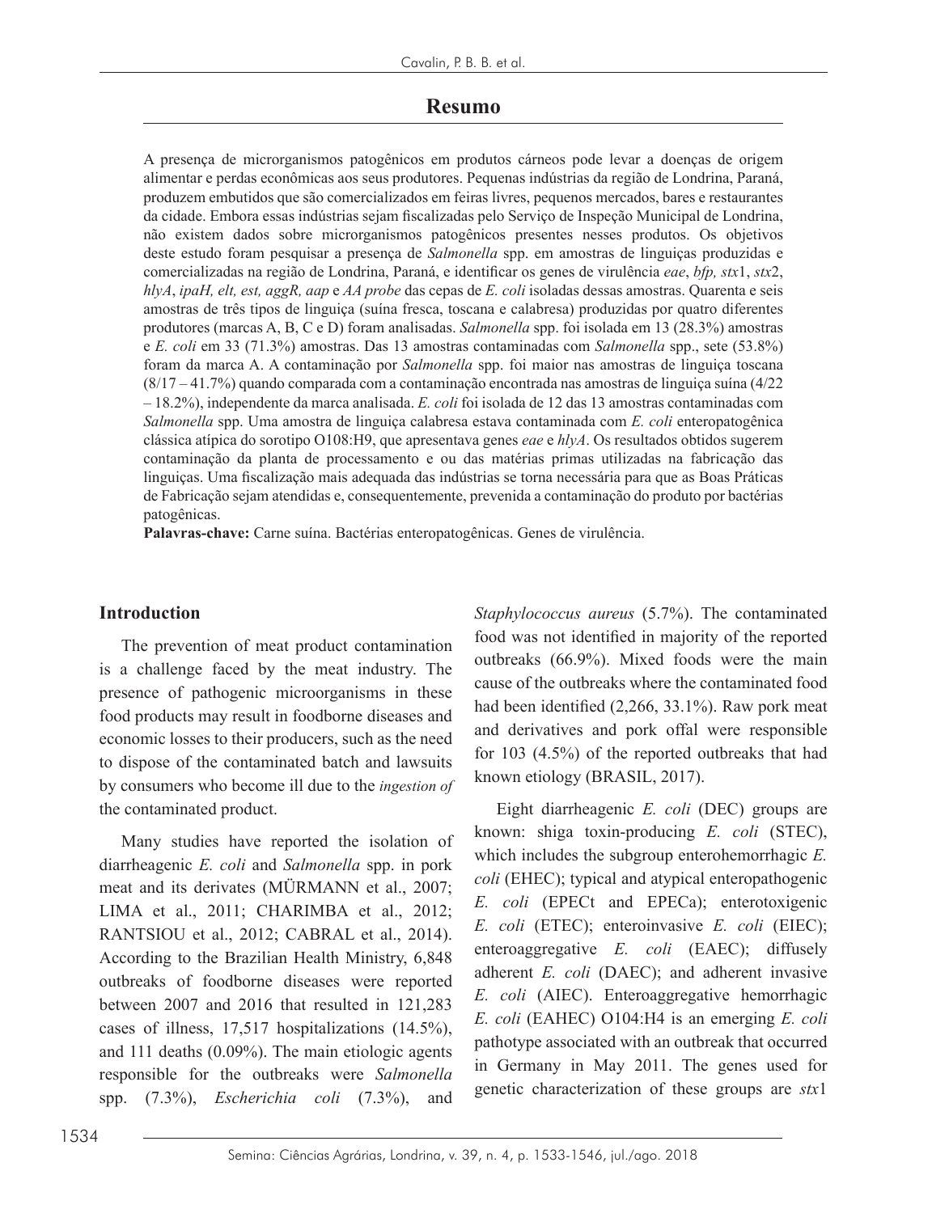## Resumo

A presença de microrganismos patogênicos em produtos cárneos pode levar a doenças de origem alimentar e perdas econômicas aos seus produtores. Pequenas indústrias da região de Londrina, Paraná, produzem embutidos que são comercializados em feiras livres, pequenos mercados, bares e restaurantes da cidade. Embora essas indústrias sejam fiscalizadas pelo Serviço de Inspeção Municipal de Londrina, não existem dados sobre microrganismos patogênicos presentes nesses produtos. Os objetivos deste estudo foram pesquisar a presença de *Salmonella* spp. em amostras de linguiças produzidas e comercializadas na região de Londrina, Paraná, e identificar os genes de virulência *eae*, *bfp, stx*1, *stx*2, *hlyA*, *ipaH, elt, est, aggR, aap* e *AA probe* das cepas de *E. coli* isoladas dessas amostras. Quarenta e seis amostras de três tipos de linguiça (suína fresca, toscana e calabresa) produzidas por quatro diferentes produtores (marcas A, B, C e D) foram analisadas. *Salmonella* spp. foi isolada em 13 (28.3%) amostras e *E. coli* em 33 (71.3%) amostras. Das 13 amostras contaminadas com *Salmonella* spp., sete (53.8%) foram da marca A. A contaminação por *Salmonella* spp. foi maior nas amostras de linguiça toscana (8/17 – 41.7%) quando comparada com a contaminação encontrada nas amostras de linguiça suína (4/22 – 18.2%), independente da marca analisada. *E. coli* foi isolada de 12 das 13 amostras contaminadas com *Salmonella* spp. Uma amostra de linguiça calabresa estava contaminada com *E. coli* enteropatogênica clássica atípica do sorotipo O108:H9, que apresentava genes *eae* e *hlyA*. Os resultados obtidos sugerem contaminação da planta de processamento e ou das matérias primas utilizadas na fabricação das linguiças. Uma fiscalização mais adequada das indústrias se torna necessária para que as Boas Práticas de Fabricação sejam atendidas e, consequentemente, prevenida a contaminação do produto por bactérias patogênicas.

**Palavras-chave:** Carne suína. Bactérias enteropatogênicas. Genes de virulência.

## Introduction

The prevention of meat product contamination is a challenge faced by the meat industry. The presence of pathogenic microorganisms in these food products may result in foodborne diseases and economic losses to their producers, such as the need to dispose of the contaminated batch and lawsuits by consumers who become ill due to the ingestion of the contaminated product.

Many studies have reported the isolation of diarrheagenic *E. coli* and *Salmonella* spp. in pork meat and its derivates (MÜRMANN et al., 2007; LIMA et al., 2011; CHARIMBA et al., 2012; RANTSIOU et al., 2012; CABRAL et al., 2014). According to the Brazilian Health Ministry, 6,848 outbreaks of foodborne diseases were reported between 2007 and 2016 that resulted in 121,283 cases of illness, 17,517 hospitalizations (14.5%), and 111 deaths (0.09%). The main etiologic agents responsible for the outbreaks were *Salmonella* spp. (7.3%), *Escherichia coli* (7.3%), and *Staphylococcus aureus* (5.7%). The contaminated food was not identified in majority of the reported outbreaks (66.9%). Mixed foods were the main cause of the outbreaks where the contaminated food had been identified (2,266, 33.1%). Raw pork meat and derivatives and pork offal were responsible for 103 (4.5%) of the reported outbreaks that had known etiology (BRASIL, 2017).

Eight diarrheagenic *E. coli* (DEC) groups are known: shiga toxin-producing *E. coli* (STEC), which includes the subgroup enterohemorrhagic *E. coli* (EHEC); typical and atypical enteropathogenic *E. coli* (EPECt and EPECa); enterotoxigenic *E. coli* (ETEC); enteroinvasive *E. coli* (EIEC); enteroaggregative *E. coli* (EAEC); diffusely adherent *E. coli* (DAEC); and adherent invasive *E. coli* (AIEC). Enteroaggregative hemorrhagic *E. coli* (EAHEC) O104:H4 is an emerging *E. coli* pathotype associated with an outbreak that occurred in Germany in May 2011. The genes used for genetic characterization of these groups are *stx*1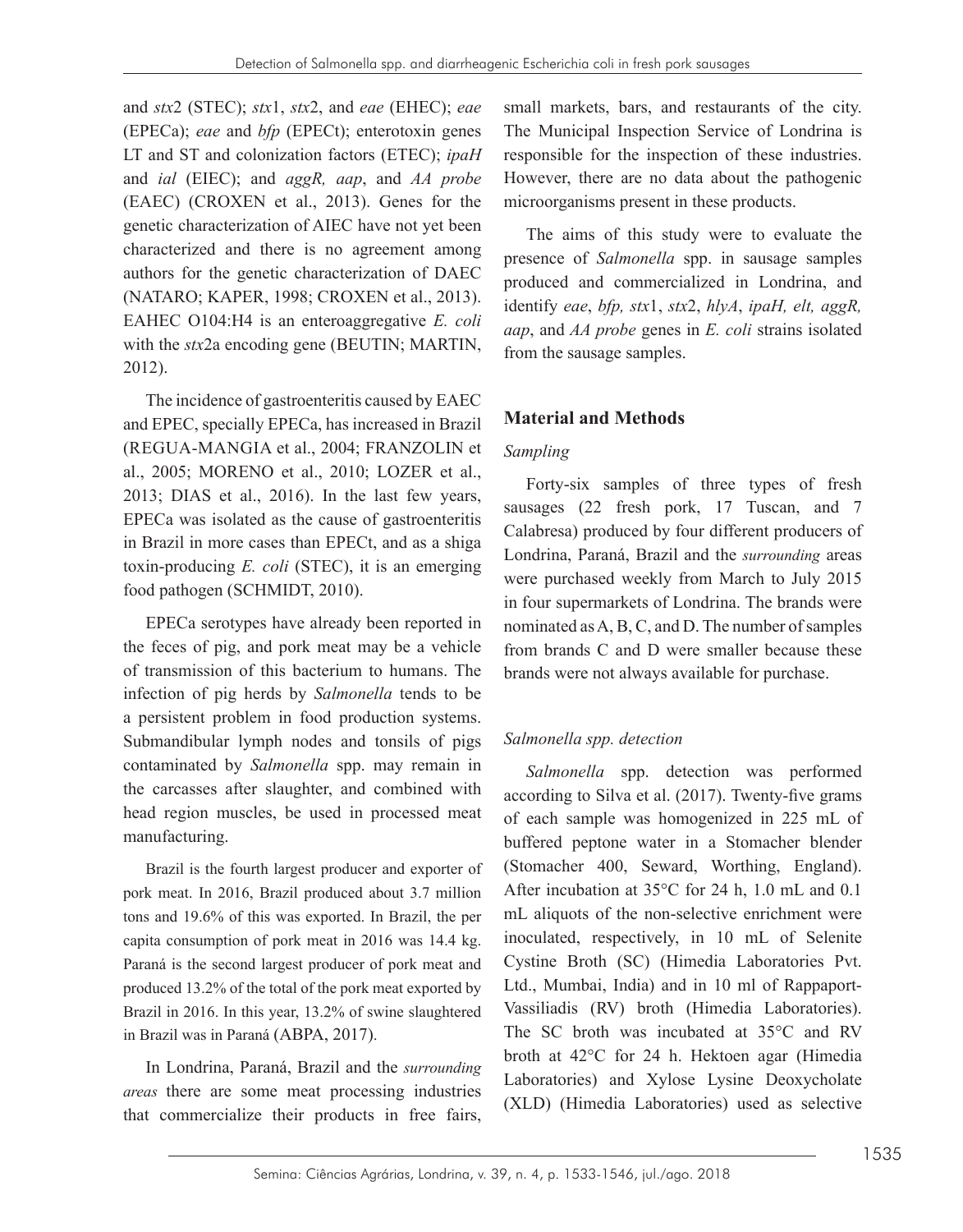and *stx*2 (STEC); *stx*1, *stx*2, and *eae* (EHEC); *eae* (EPECa); *eae* and *bfp* (EPECt); enterotoxin genes LT and ST and colonization factors (ETEC); *ipaH* and *ial* (EIEC); and *aggR, aap*, and *AA probe* (EAEC) (CROXEN et al., 2013). Genes for the genetic characterization of AIEC have not yet been characterized and there is no agreement among authors for the genetic characterization of DAEC (NATARO; KAPER, 1998; CROXEN et al., 2013). EAHEC O104:H4 is an enteroaggregative *E. coli* with the *stx*2a encoding gene (BEUTIN; MARTIN, 2012).

The incidence of gastroenteritis caused by EAEC and EPEC, specially EPECa, has increased in Brazil (REGUA-MANGIA et al., 2004; FRANZOLIN et al., 2005; MORENO et al., 2010; LOZER et al., 2013; DIAS et al., 2016). In the last few years, EPECa was isolated as the cause of gastroenteritis in Brazil in more cases than EPECt, and as a shiga toxin-producing *E. coli* (STEC), it is an emerging food pathogen (SCHMIDT, 2010).

EPECa serotypes have already been reported in the feces of pig, and pork meat may be a vehicle of transmission of this bacterium to humans. The infection of pig herds by *Salmonella* tends to be a persistent problem in food production systems. Submandibular lymph nodes and tonsils of pigs contaminated by *Salmonella* spp. may remain in the carcasses after slaughter, and combined with head region muscles, be used in processed meat manufacturing.

Brazil is the fourth largest producer and exporter of pork meat. In 2016, Brazil produced about 3.7 million tons and 19.6% of this was exported. In Brazil, the per capita consumption of pork meat in 2016 was 14.4 kg. Paraná is the second largest producer of pork meat and produced 13.2% of the total of the pork meat exported by Brazil in 2016. In this year, 13.2% of swine slaughtered in Brazil was in Paraná (ABPA, 2017).

In Londrina, Paraná, Brazil and the *surrounding areas* there are some meat processing industries that commercialize their products in free fairs, small markets, bars, and restaurants of the city. The Municipal Inspection Service of Londrina is responsible for the inspection of these industries. However, there are no data about the pathogenic microorganisms present in these products.

The aims of this study were to evaluate the presence of *Salmonella* spp. in sausage samples produced and commercialized in Londrina, and identify *eae*, *bfp, stx*1, *stx*2, *hlyA*, *ipaH, elt, aggR, aap*, and *AA probe* genes in *E. coli* strains isolated from the sausage samples.

## Material and Methods

### *Sampling*

Forty-six samples of three types of fresh sausages (22 fresh pork, 17 Tuscan, and 7 Calabresa) produced by four different producers of Londrina, Paraná, Brazil and the *surrounding* areas were purchased weekly from March to July 2015 in four supermarkets of Londrina. The brands were nominated as A, B, C, and D. The number of samples from brands C and D were smaller because these brands were not always available for purchase.

### *Salmonella spp. detection*

*Salmonella* spp. detection was performed according to Silva et al. (2017). Twenty-five grams of each sample was homogenized in 225 mL of buffered peptone water in a Stomacher blender (Stomacher 400, Seward, Worthing, England). After incubation at 35°C for 24 h, 1.0 mL and 0.1 mL aliquots of the non-selective enrichment were inoculated, respectively, in 10 mL of Selenite Cystine Broth (SC) (Himedia Laboratories Pvt. Ltd., Mumbai, India) and in 10 ml of Rappaport-Vassiliadis (RV) broth (Himedia Laboratories). The SC broth was incubated at 35°C and RV broth at 42°C for 24 h. Hektoen agar (Himedia Laboratories) and Xylose Lysine Deoxycholate (XLD) (Himedia Laboratories) used as selective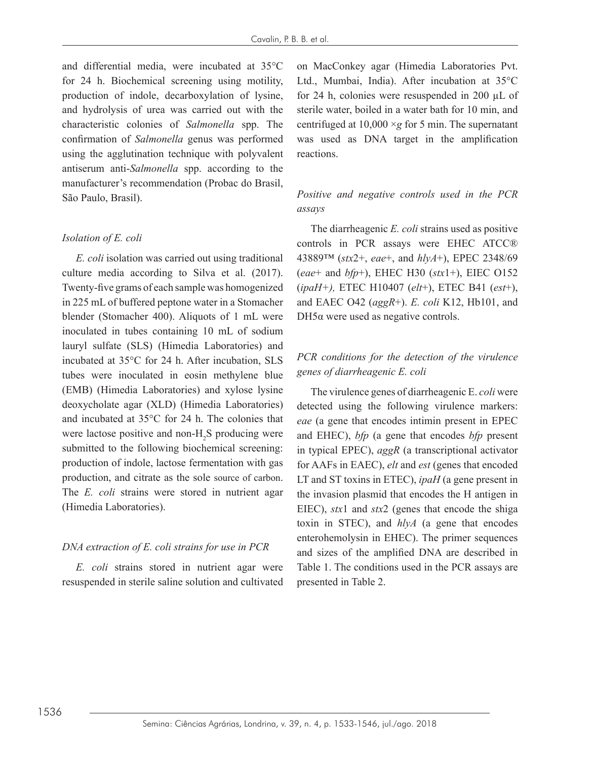and differential media, were incubated at 35°C for 24 h. Biochemical screening using motility, production of indole, decarboxylation of lysine, and hydrolysis of urea was carried out with the characteristic colonies of *Salmonella* spp. The confirmation of *Salmonella* genus was performed using the agglutination technique with polyvalent antiserum anti-*Salmonella* spp. according to the manufacturer's recommendation (Probac do Brasil, São Paulo, Brasil).

### *Isolation of E. coli*

*E. coli* isolation was carried out using traditional culture media according to Silva et al. (2017). Twenty-five grams of each sample was homogenized in 225 mL of buffered peptone water in a Stomacher blender (Stomacher 400). Aliquots of 1 mL were inoculated in tubes containing 10 mL of sodium lauryl sulfate (SLS) (Himedia Laboratories) and incubated at 35°C for 24 h. After incubation, SLS tubes were inoculated in eosin methylene blue (EMB) (Himedia Laboratories) and xylose lysine deoxycholate agar (XLD) (Himedia Laboratories) and incubated at 35°C for 24 h. The colonies that were lactose positive and non-$H_2S$ producing were submitted to the following biochemical screening: production of indole, lactose fermentation with gas production, and citrate as the sole source of carbon. The *E. coli* strains were stored in nutrient agar (Himedia Laboratories).

### *DNA extraction of E. coli strains for use in PCR*

*E. coli* strains stored in nutrient agar were resuspended in sterile saline solution and cultivated on MacConkey agar (Himedia Laboratories Pvt. Ltd., Mumbai, India). After incubation at 35°C for 24 h, colonies were resuspended in 200 µL of sterile water, boiled in a water bath for 10 min, and centrifuged at 10,000 ×*g* for 5 min. The supernatant was used as DNA target in the amplification reactions.

### *Positive and negative controls used in the PCR assays*

The diarrheagenic *E. coli* strains used as positive controls in PCR assays were EHEC ATCC® 43889™ (*stx*2+, *eae*+, and *hlyA*+), EPEC 2348/69 (*eae*+ and *bfp*+), EHEC H30 (*stx*1+), EIEC O152 (*ipaH+),* ETEC H10407 (*elt*+), ETEC B41 (*est*+), and EAEC O42 (*aggR*+). *E. coli* K12, Hb101, and DH5α were used as negative controls.

### *PCR conditions for the detection of the virulence genes of diarrheagenic E. coli*

The virulence genes of diarrheagenic E. *coli* were detected using the following virulence markers: *eae* (a gene that encodes intimin present in EPEC and EHEC), *bfp* (a gene that encodes *bfp* present in typical EPEC), *aggR* (a transcriptional activator for AAFs in EAEC), *elt* and *est* (genes that encoded LT and ST toxins in ETEC), *ipaH* (a gene present in the invasion plasmid that encodes the H antigen in EIEC), *stx*1 and *stx*2 (genes that encode the shiga toxin in STEC), and *hlyA* (a gene that encodes enterohemolysin in EHEC). The primer sequences and sizes of the amplified DNA are described in Table 1. The conditions used in the PCR assays are presented in Table 2.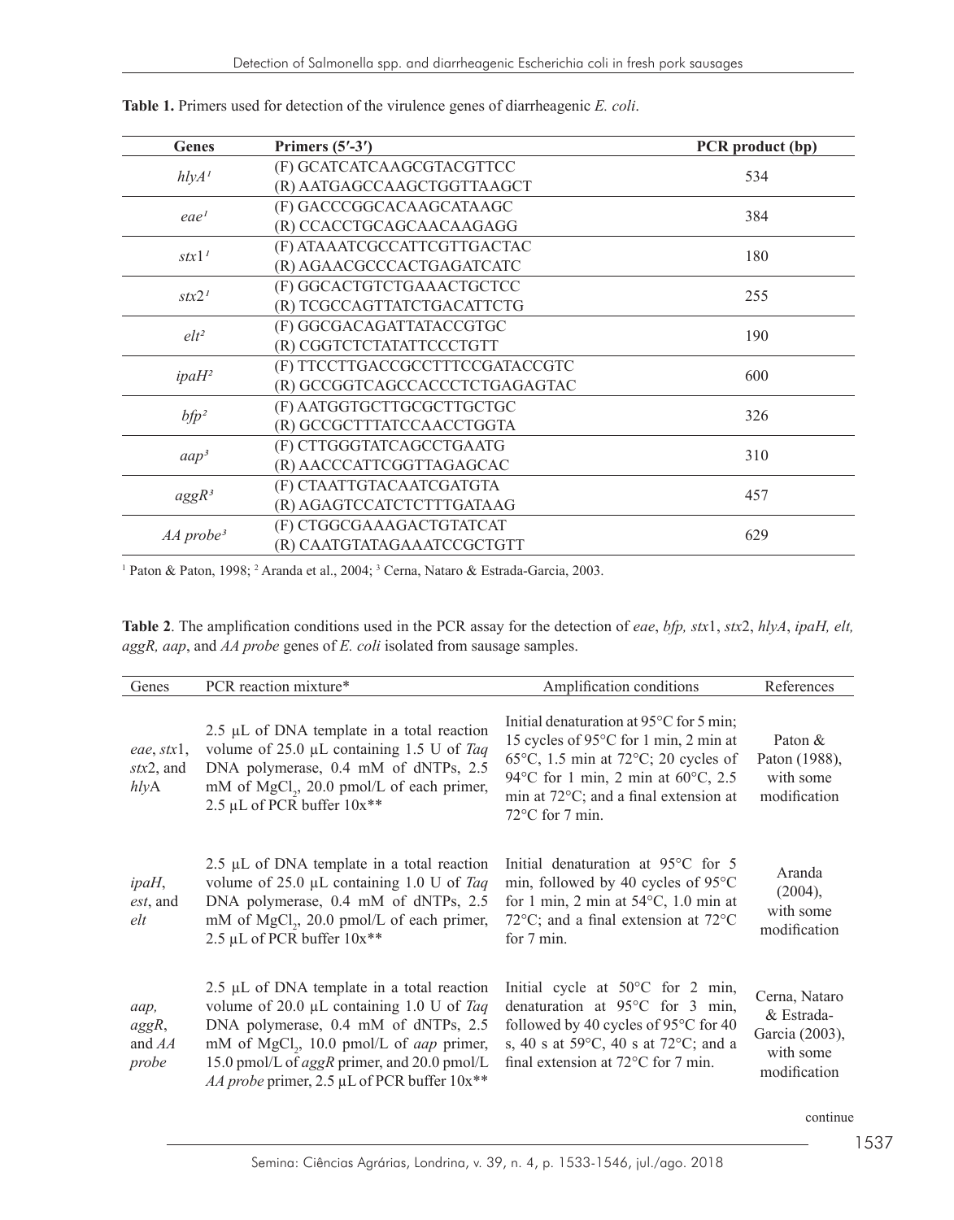**Table 1.** Primers used for detection of the virulence genes of diarrheagenic *E. coli*.

| Genes | Primers (5′-3′) | PCR product (bp) |
|---|---|---|
| *hlyA*[1] | (F) GCATCATCAAGCGTACGTTCC<br>(R) AATGAGCCAAGCTGGTTAAGCT | 534 |
| *eae*[1] | (F) GACCCGGCACAAGCATAAGC<br>(R) CCACCTGCAGCAACAAGAGG | 384 |
| *stx*1[1] | (F) ATAAATCGCCATTCGTTGACTAC<br>(R) AGAACGCCCACTGAGATCATC | 180 |
| *stx*2[1] | (F) GGCACTGTCTGAAACTGCTCC<br>(R) TCGCCAGTTATCTGACATTCTG | 255 |
| *elt*[2] | (F) GGCGACAGATTATACCGTGC<br>(R) CGGTCTCTATATTCCCTGTT | 190 |
| *ipaH*[2] | (F) TTCCTTGACCGCCTTTCCGATACCGTC<br>(R) GCCGGTCAGCCACCCTCTGAGAGTAC | 600 |
| *bfp*[2] | (F) AATGGTGCTTGCGCTTGCTGC<br>(R) GCCGCTTTATCCAACCTGGTA | 326 |
| *aap*[3] | (F) CTTGGGTATCAGCCTGAATG<br>(R) AACCCATTCGGTTAGAGCAC | 310 |
| *aggR*[3] | (F) CTAATTGTACAATCGATGTA<br>(R) AGAGTCCATCTCTTTGATAAG | 457 |
| *AA probe*[3] | (F) CTGGCGAAAGACTGTATCAT<br>(R) CAATGTATAGAAATCCGCTGTT | 629 |

[1] Paton & Paton, 1998; [2] Aranda et al., 2004; [3] Cerna, Nataro & Estrada-Garcia, 2003.

**Table 2**. The amplification conditions used in the PCR assay for the detection of *eae*, *bfp, stx*1, *stx*2, *hlyA*, *ipaH, elt, aggR, aap*, and *AA probe* genes of *E. coli* isolated from sausage samples.

| Genes | PCR reaction mixture* | Amplification conditions | References |
|---|---|---|---|
| *eae*, *stx*1, *stx*2, and *hly*A | 2.5 µL of DNA template in a total reaction volume of 25.0 µL containing 1.5 U of *Taq* DNA polymerase, 0.4 mM of dNTPs, 2.5 mM of $MgCl_2$, 20.0 pmol/L of each primer, 2.5 µL of PCR buffer 10x** | Initial denaturation at 95°C for 5 min; 15 cycles of 95°C for 1 min, 2 min at 65°C, 1.5 min at 72°C; 20 cycles of 94°C for 1 min, 2 min at 60°C, 2.5 min at 72°C; and a final extension at 72°C for 7 min. | Paton & Paton (1988), with some modification |
| *ipaH*, *est*, and *elt* | 2.5 µL of DNA template in a total reaction volume of 25.0 µL containing 1.0 U of *Taq* DNA polymerase, 0.4 mM of dNTPs, 2.5 mM of $MgCl_2$, 20.0 pmol/L of each primer, 2.5 µL of PCR buffer 10x** | Initial denaturation at 95°C for 5 min, followed by 40 cycles of 95°C for 1 min, 2 min at 54°C, 1.0 min at 72°C; and a final extension at 72°C for 7 min. | Aranda (2004), with some modification |
| *aap*, *aggR*, and *AA probe* | 2.5 µL of DNA template in a total reaction volume of 20.0 µL containing 1.0 U of *Taq* DNA polymerase, 0.4 mM of dNTPs, 2.5 mM of $MgCl_2$, 10.0 pmol/L of *aap* primer, 15.0 pmol/L of *aggR* primer, and 20.0 pmol/L *AA probe* primer, 2.5 µL of PCR buffer 10x** | Initial cycle at 50°C for 2 min, denaturation at 95°C for 3 min, followed by 40 cycles of 95°C for 40 s, 40 s at 59°C, 40 s at 72°C; and a final extension at 72°C for 7 min. | Cerna, Nataro & Estrada-Garcia (2003), with some modification |

continue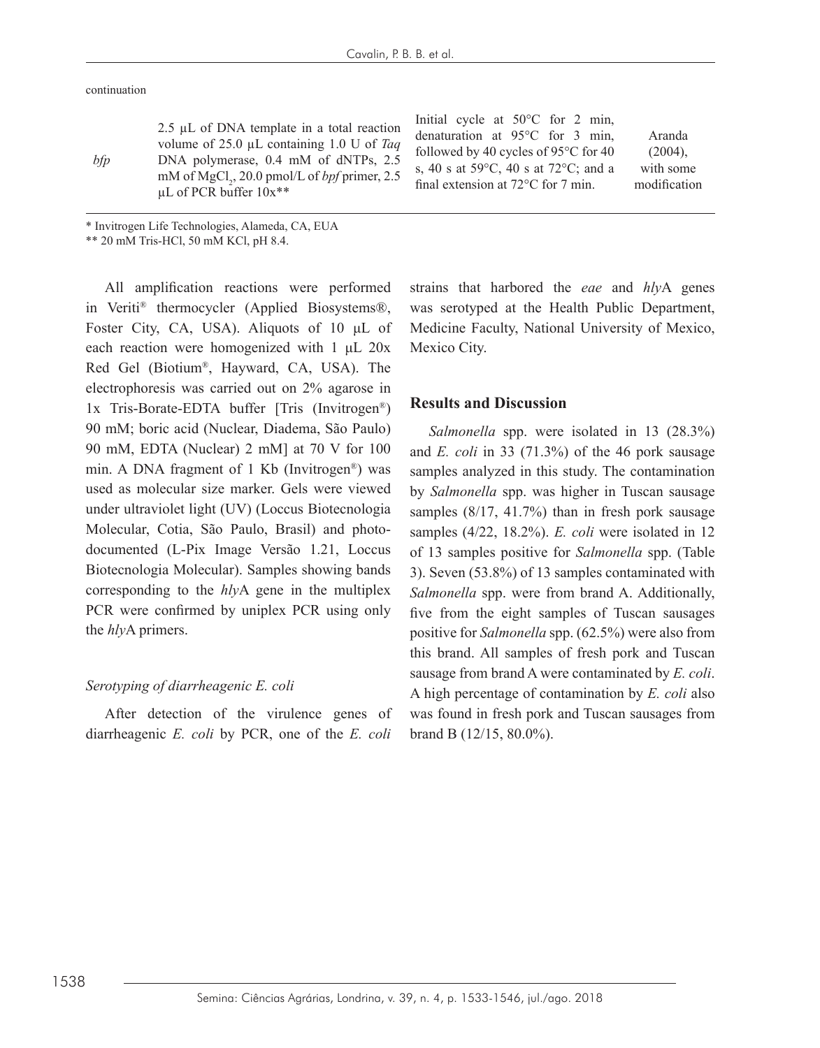continuation

| | | | |
|---|---|---|---|
| *bfp* | 2.5 µL of DNA template in a total reaction volume of 25.0 µL containing 1.0 U of *Taq* DNA polymerase, 0.4 mM of dNTPs, 2.5 mM of $MgCl_2$, 20.0 pmol/L of *bpf* primer, 2.5 µL of PCR buffer 10x** | Initial cycle at 50°C for 2 min, denaturation at 95°C for 3 min, followed by 40 cycles of 95°C for 40 s, 40 s at 59°C, 40 s at 72°C; and a final extension at 72°C for 7 min. | Aranda (2004), with some modification |

\* Invitrogen Life Technologies, Alameda, CA, EUA

\*\* 20 mM Tris-HCl, 50 mM KCl, pH 8.4.

All amplification reactions were performed in Veriti® thermocycler (Applied Biosystems®, Foster City, CA, USA). Aliquots of 10 µL of each reaction were homogenized with 1 µL 20x Red Gel (Biotium®, Hayward, CA, USA). The electrophoresis was carried out on 2% agarose in 1x Tris-Borate-EDTA buffer [Tris (Invitrogen®) 90 mM; boric acid (Nuclear, Diadema, São Paulo) 90 mM, EDTA (Nuclear) 2 mM] at 70 V for 100 min. A DNA fragment of 1 Kb (Invitrogen®) was used as molecular size marker. Gels were viewed under ultraviolet light (UV) (Loccus Biotecnologia Molecular, Cotia, São Paulo, Brasil) and photo-documented (L-Pix Image Versão 1.21, Loccus Biotecnologia Molecular). Samples showing bands corresponding to the *hly*A gene in the multiplex PCR were confirmed by uniplex PCR using only the *hly*A primers.

### *Serotyping of diarrheagenic E. coli*

After detection of the virulence genes of diarrheagenic *E. coli* by PCR, one of the *E. coli* strains that harbored the *eae* and *hly*A genes was serotyped at the Health Public Department, Medicine Faculty, National University of Mexico, Mexico City.

## Results and Discussion

*Salmonella* spp. were isolated in 13 (28.3%) and *E. coli* in 33 (71.3%) of the 46 pork sausage samples analyzed in this study. The contamination by *Salmonella* spp. was higher in Tuscan sausage samples (8/17, 41.7%) than in fresh pork sausage samples (4/22, 18.2%). *E. coli* were isolated in 12 of 13 samples positive for *Salmonella* spp. (Table 3). Seven (53.8%) of 13 samples contaminated with *Salmonella* spp. were from brand A. Additionally, five from the eight samples of Tuscan sausages positive for *Salmonella* spp. (62.5%) were also from this brand. All samples of fresh pork and Tuscan sausage from brand A were contaminated by *E. coli*. A high percentage of contamination by *E. coli* also was found in fresh pork and Tuscan sausages from brand B (12/15, 80.0%).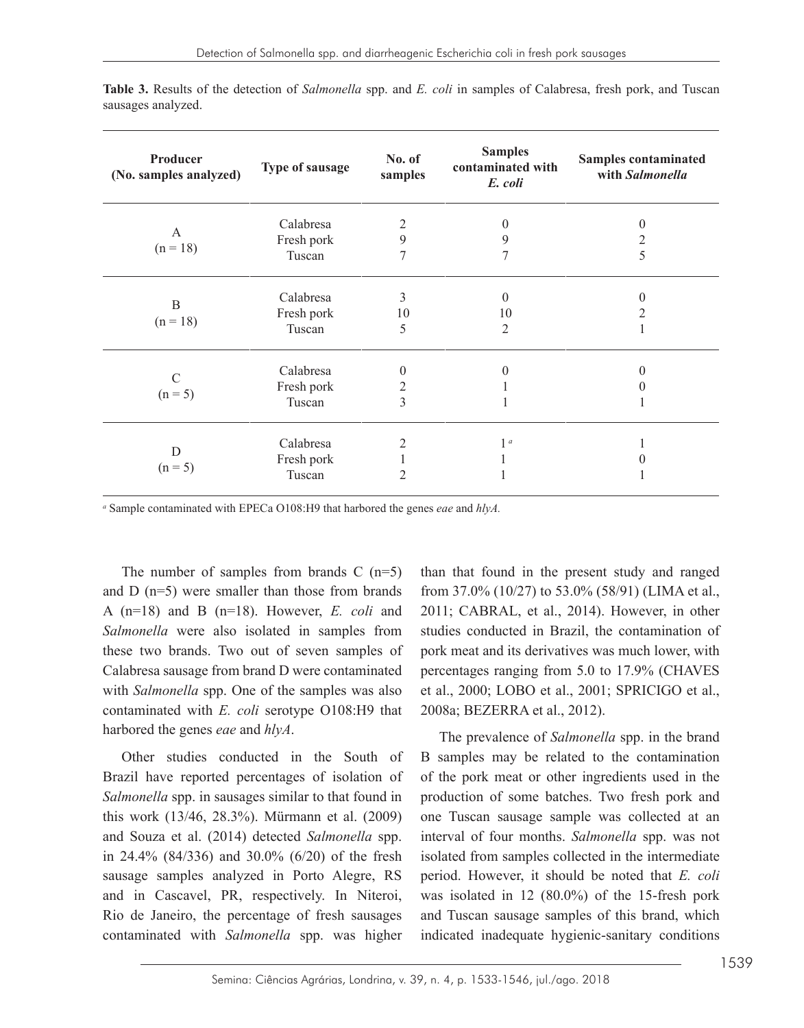**Table 3.** Results of the detection of *Salmonella* spp. and *E. coli* in samples of Calabresa, fresh pork, and Tuscan sausages analyzed.

| Producer (No. samples analyzed) | Type of sausage | No. of samples | Samples contaminated with *E. coli* | Samples contaminated with *Salmonella* |
|---|---|---|---|---|
| A (n = 18) | Calabresa | 2 | 0 | 0 |
| | Fresh pork | 9 | 9 | 2 |
| | Tuscan | 7 | 7 | 5 |
| B (n = 18) | Calabresa | 3 | 0 | 0 |
| | Fresh pork | 10 | 10 | 2 |
| | Tuscan | 5 | 2 | 1 |
| C (n = 5) | Calabresa | 0 | 0 | 0 |
| | Fresh pork | 2 | 1 | 0 |
| | Tuscan | 3 | 1 | 1 |
| D (n = 5) | Calabresa | 2 | 1 [a] | 1 |
| | Fresh pork | 1 | 1 | 0 |
| | Tuscan | 2 | 1 | 1 |

[a] Sample contaminated with EPECa O108:H9 that harbored the genes *eae* and *hlyA.*

The number of samples from brands C (n=5) and D (n=5) were smaller than those from brands A (n=18) and B (n=18). However, *E. coli* and *Salmonella* were also isolated in samples from these two brands. Two out of seven samples of Calabresa sausage from brand D were contaminated with *Salmonella* spp. One of the samples was also contaminated with *E. coli* serotype O108:H9 that harbored the genes *eae* and *hlyA*.

Other studies conducted in the South of Brazil have reported percentages of isolation of *Salmonella* spp. in sausages similar to that found in this work (13/46, 28.3%). Mürmann et al. (2009) and Souza et al. (2014) detected *Salmonella* spp. in 24.4% (84/336) and 30.0% (6/20) of the fresh sausage samples analyzed in Porto Alegre, RS and in Cascavel, PR, respectively. In Niteroi, Rio de Janeiro, the percentage of fresh sausages contaminated with *Salmonella* spp. was higher than that found in the present study and ranged from 37.0% (10/27) to 53.0% (58/91) (LIMA et al., 2011; CABRAL, et al., 2014). However, in other studies conducted in Brazil, the contamination of pork meat and its derivatives was much lower, with percentages ranging from 5.0 to 17.9% (CHAVES et al., 2000; LOBO et al., 2001; SPRICIGO et al., 2008a; BEZERRA et al., 2012).

The prevalence of *Salmonella* spp. in the brand B samples may be related to the contamination of the pork meat or other ingredients used in the production of some batches. Two fresh pork and one Tuscan sausage sample was collected at an interval of four months. *Salmonella* spp. was not isolated from samples collected in the intermediate period. However, it should be noted that *E. coli* was isolated in 12 (80.0%) of the 15-fresh pork and Tuscan sausage samples of this brand, which indicated inadequate hygienic-sanitary conditions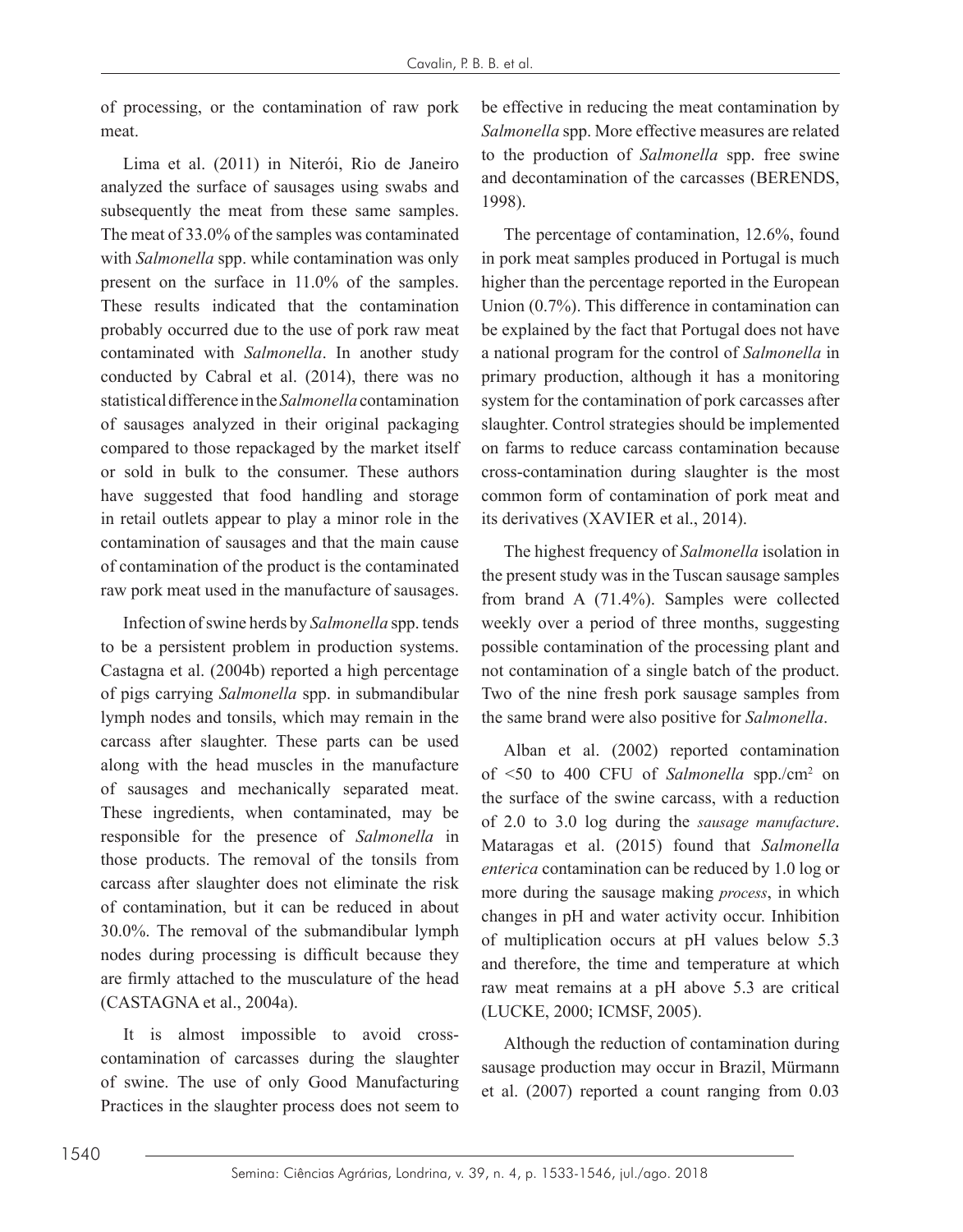of processing, or the contamination of raw pork meat.

Lima et al. (2011) in Niterói, Rio de Janeiro analyzed the surface of sausages using swabs and subsequently the meat from these same samples. The meat of 33.0% of the samples was contaminated with *Salmonella* spp. while contamination was only present on the surface in 11.0% of the samples. These results indicated that the contamination probably occurred due to the use of pork raw meat contaminated with *Salmonella*. In another study conducted by Cabral et al. (2014), there was no statistical difference in the *Salmonella* contamination of sausages analyzed in their original packaging compared to those repackaged by the market itself or sold in bulk to the consumer. These authors have suggested that food handling and storage in retail outlets appear to play a minor role in the contamination of sausages and that the main cause of contamination of the product is the contaminated raw pork meat used in the manufacture of sausages.

Infection of swine herds by *Salmonella* spp. tends to be a persistent problem in production systems. Castagna et al. (2004b) reported a high percentage of pigs carrying *Salmonella* spp. in submandibular lymph nodes and tonsils, which may remain in the carcass after slaughter. These parts can be used along with the head muscles in the manufacture of sausages and mechanically separated meat. These ingredients, when contaminated, may be responsible for the presence of *Salmonella* in those products. The removal of the tonsils from carcass after slaughter does not eliminate the risk of contamination, but it can be reduced in about 30.0%. The removal of the submandibular lymph nodes during processing is difficult because they are firmly attached to the musculature of the head (CASTAGNA et al., 2004a).

It is almost impossible to avoid cross-contamination of carcasses during the slaughter of swine. The use of only Good Manufacturing Practices in the slaughter process does not seem to be effective in reducing the meat contamination by *Salmonella* spp. More effective measures are related to the production of *Salmonella* spp. free swine and decontamination of the carcasses (BERENDS, 1998).

The percentage of contamination, 12.6%, found in pork meat samples produced in Portugal is much higher than the percentage reported in the European Union (0.7%). This difference in contamination can be explained by the fact that Portugal does not have a national program for the control of *Salmonella* in primary production, although it has a monitoring system for the contamination of pork carcasses after slaughter. Control strategies should be implemented on farms to reduce carcass contamination because cross-contamination during slaughter is the most common form of contamination of pork meat and its derivatives (XAVIER et al., 2014).

The highest frequency of *Salmonella* isolation in the present study was in the Tuscan sausage samples from brand A (71.4%). Samples were collected weekly over a period of three months, suggesting possible contamination of the processing plant and not contamination of a single batch of the product. Two of the nine fresh pork sausage samples from the same brand were also positive for *Salmonella*.

Alban et al. (2002) reported contamination of <50 to 400 CFU of *Salmonella* spp./cm$^2$ on the surface of the swine carcass, with a reduction of 2.0 to 3.0 log during the *sausage manufacture*. Mataragas et al. (2015) found that *Salmonella enterica* contamination can be reduced by 1.0 log or more during the sausage making *process*, in which changes in pH and water activity occur. Inhibition of multiplication occurs at pH values below 5.3 and therefore, the time and temperature at which raw meat remains at a pH above 5.3 are critical (LUCKE, 2000; ICMSF, 2005).

Although the reduction of contamination during sausage production may occur in Brazil, Mürmann et al. (2007) reported a count ranging from 0.03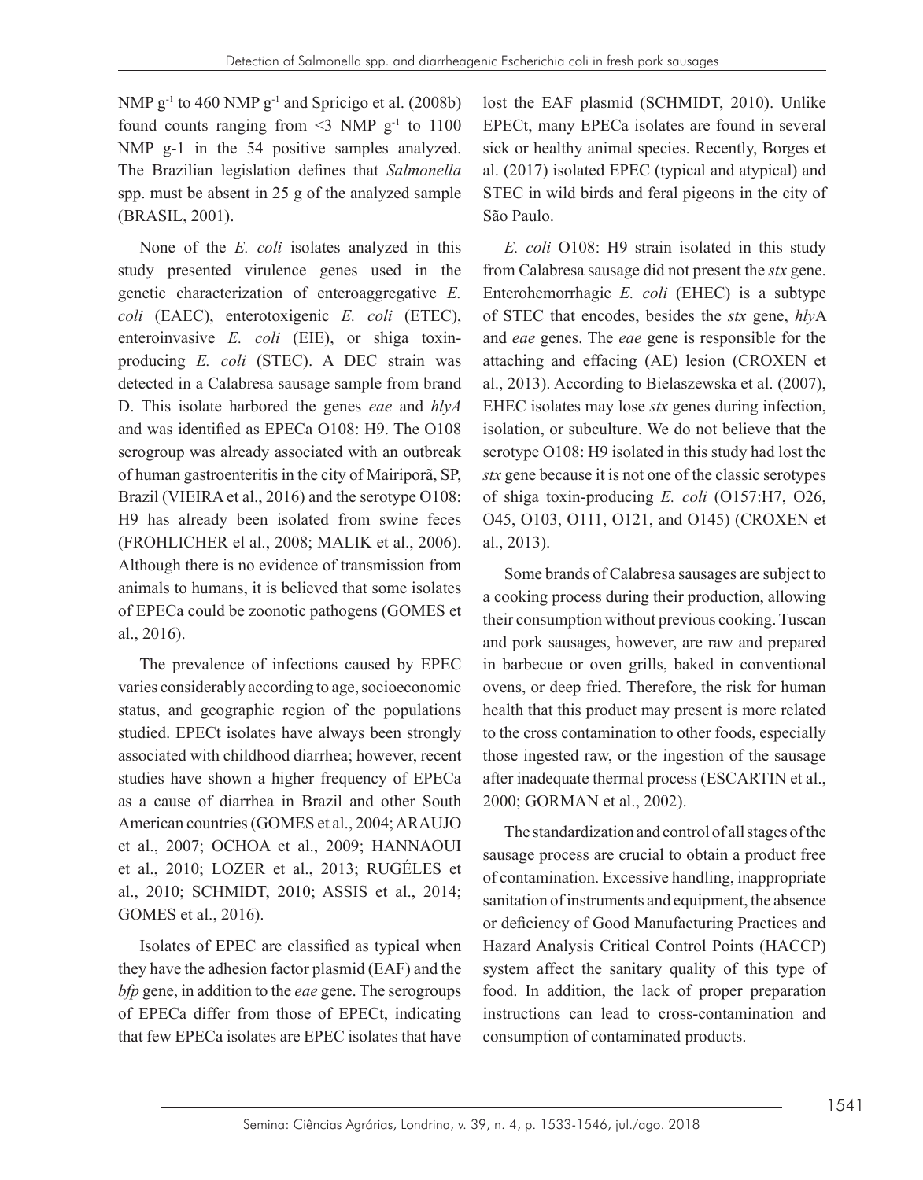NMP $g^{-1}$ to 460 NMP $g^{-1}$ and Spricigo et al. (2008b) found counts ranging from <3 NMP $g^{-1}$ to 1100 NMP g-1 in the 54 positive samples analyzed. The Brazilian legislation defines that *Salmonella* spp. must be absent in 25 g of the analyzed sample (BRASIL, 2001).

None of the *E. coli* isolates analyzed in this study presented virulence genes used in the genetic characterization of enteroaggregative *E. coli* (EAEC), enterotoxigenic *E. coli* (ETEC), enteroinvasive *E. coli* (EIE), or shiga toxin-producing *E. coli* (STEC). A DEC strain was detected in a Calabresa sausage sample from brand D. This isolate harbored the genes *eae* and *hlyA* and was identified as EPECa O108: H9. The O108 serogroup was already associated with an outbreak of human gastroenteritis in the city of Mairiporã, SP, Brazil (VIEIRA et al., 2016) and the serotype O108: H9 has already been isolated from swine feces (FROHLICHER el al., 2008; MALIK et al., 2006). Although there is no evidence of transmission from animals to humans, it is believed that some isolates of EPECa could be zoonotic pathogens (GOMES et al., 2016).

The prevalence of infections caused by EPEC varies considerably according to age, socioeconomic status, and geographic region of the populations studied. EPECt isolates have always been strongly associated with childhood diarrhea; however, recent studies have shown a higher frequency of EPECa as a cause of diarrhea in Brazil and other South American countries (GOMES et al., 2004; ARAUJO et al., 2007; OCHOA et al., 2009; HANNAOUI et al., 2010; LOZER et al., 2013; RUGÉLES et al., 2010; SCHMIDT, 2010; ASSIS et al., 2014; GOMES et al., 2016).

Isolates of EPEC are classified as typical when they have the adhesion factor plasmid (EAF) and the *bfp* gene, in addition to the *eae* gene. The serogroups of EPECa differ from those of EPECt, indicating that few EPECa isolates are EPEC isolates that have lost the EAF plasmid (SCHMIDT, 2010). Unlike EPECt, many EPECa isolates are found in several sick or healthy animal species. Recently, Borges et al. (2017) isolated EPEC (typical and atypical) and STEC in wild birds and feral pigeons in the city of São Paulo.

*E. coli* O108: H9 strain isolated in this study from Calabresa sausage did not present the *stx* gene. Enterohemorrhagic *E. coli* (EHEC) is a subtype of STEC that encodes, besides the *stx* gene, *hly*A and *eae* genes. The *eae* gene is responsible for the attaching and effacing (AE) lesion (CROXEN et al., 2013). According to Bielaszewska et al. (2007), EHEC isolates may lose *stx* genes during infection, isolation, or subculture. We do not believe that the serotype O108: H9 isolated in this study had lost the *stx* gene because it is not one of the classic serotypes of shiga toxin-producing *E. coli* (O157:H7, O26, O45, O103, O111, O121, and O145) (CROXEN et al., 2013).

Some brands of Calabresa sausages are subject to a cooking process during their production, allowing their consumption without previous cooking. Tuscan and pork sausages, however, are raw and prepared in barbecue or oven grills, baked in conventional ovens, or deep fried. Therefore, the risk for human health that this product may present is more related to the cross contamination to other foods, especially those ingested raw, or the ingestion of the sausage after inadequate thermal process (ESCARTIN et al., 2000; GORMAN et al., 2002).

The standardization and control of all stages of the sausage process are crucial to obtain a product free of contamination. Excessive handling, inappropriate sanitation of instruments and equipment, the absence or deficiency of Good Manufacturing Practices and Hazard Analysis Critical Control Points (HACCP) system affect the sanitary quality of this type of food. In addition, the lack of proper preparation instructions can lead to cross-contamination and consumption of contaminated products.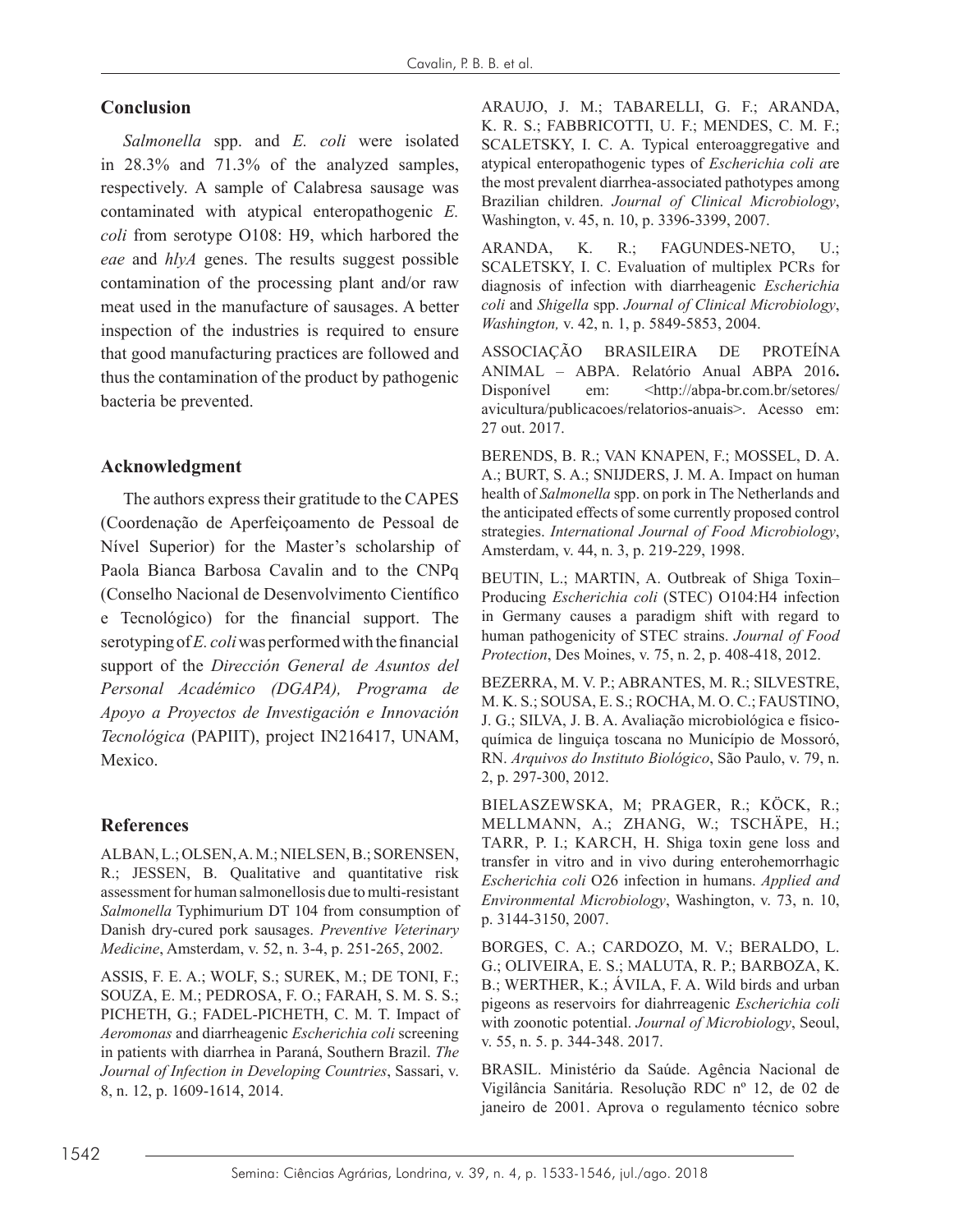## Conclusion

*Salmonella* spp. and *E. coli* were isolated in 28.3% and 71.3% of the analyzed samples, respectively. A sample of Calabresa sausage was contaminated with atypical enteropathogenic *E. coli* from serotype O108: H9, which harbored the *eae* and *hlyA* genes. The results suggest possible contamination of the processing plant and/or raw meat used in the manufacture of sausages. A better inspection of the industries is required to ensure that good manufacturing practices are followed and thus the contamination of the product by pathogenic bacteria be prevented.

## Acknowledgment

The authors express their gratitude to the CAPES (Coordenação de Aperfeiçoamento de Pessoal de Nível Superior) for the Master's scholarship of Paola Bianca Barbosa Cavalin and to the CNPq (Conselho Nacional de Desenvolvimento Científico e Tecnológico) for the financial support. The serotyping of *E. coli* was performed with the financial support of the *Dirección General de Asuntos del Personal Académico (DGAPA), Programa de Apoyo a Proyectos de Investigación e Innovación Tecnológica* (PAPIIT), project IN216417, UNAM, Mexico.

## References

ALBAN, L.; OLSEN, A. M.; NIELSEN, B.; SORENSEN, R.; JESSEN, B. Qualitative and quantitative risk assessment for human salmonellosis due to multi-resistant *Salmonella* Typhimurium DT 104 from consumption of Danish dry-cured pork sausages. *Preventive Veterinary Medicine*, Amsterdam, v. 52, n. 3-4, p. 251-265, 2002.

ASSIS, F. E. A.; WOLF, S.; SUREK, M.; DE TONI, F.; SOUZA, E. M.; PEDROSA, F. O.; FARAH, S. M. S. S.; PICHETH, G.; FADEL-PICHETH, C. M. T. Impact of *Aeromonas* and diarrheagenic *Escherichia coli* screening in patients with diarrhea in Paraná, Southern Brazil. *The Journal of Infection in Developing Countries*, Sassari, v. 8, n. 12, p. 1609-1614, 2014.

ARAUJO, J. M.; TABARELLI, G. F.; ARANDA, K. R. S.; FABBRICOTTI, U. F.; MENDES, C. M. F.; SCALETSKY, I. C. A. Typical enteroaggregative and atypical enteropathogenic types of *Escherichia coli a*re the most prevalent diarrhea-associated pathotypes among Brazilian children. *Journal of Clinical Microbiology*, Washington, v. 45, n. 10, p. 3396-3399, 2007.

ARANDA, K. R.; FAGUNDES-NETO, U.; SCALETSKY, I. C. Evaluation of multiplex PCRs for diagnosis of infection with diarrheagenic *Escherichia coli* and *Shigella* spp. *Journal of Clinical Microbiology*, *Washington,* v. 42, n. 1, p. 5849-5853, 2004.

ASSOCIAÇÃO BRASILEIRA DE PROTEÍNA ANIMAL – ABPA. Relatório Anual ABPA 2016**.** Disponível em: <http://abpa-br.com.br/setores/avicultura/publicacoes/relatorios-anuais>. Acesso em: 27 out. 2017.

BERENDS, B. R.; VAN KNAPEN, F.; MOSSEL, D. A. A.; BURT, S. A.; SNIJDERS, J. M. A. Impact on human health of *Salmonella* spp. on pork in The Netherlands and the anticipated effects of some currently proposed control strategies. *International Journal of Food Microbiology*, Amsterdam, v. 44, n. 3, p. 219-229, 1998.

BEUTIN, L.; MARTIN, A. Outbreak of Shiga Toxin–Producing *Escherichia coli* (STEC) O104:H4 infection in Germany causes a paradigm shift with regard to human pathogenicity of STEC strains. *Journal of Food Protection*, Des Moines, v. 75, n. 2, p. 408-418, 2012.

BEZERRA, M. V. P.; ABRANTES, M. R.; SILVESTRE, M. K. S.; SOUSA, E. S.; ROCHA, M. O. C.; FAUSTINO, J. G.; SILVA, J. B. A. Avaliação microbiológica e físico-química de linguiça toscana no Município de Mossoró, RN. *Arquivos do Instituto Biológico*, São Paulo, v. 79, n. 2, p. 297-300, 2012.

BIELASZEWSKA, M; PRAGER, R.; KÖCK, R.; MELLMANN, A.; ZHANG, W.; TSCHÄPE, H.; TARR, P. I.; KARCH, H. Shiga toxin gene loss and transfer in vitro and in vivo during enterohemorrhagic *Escherichia coli* O26 infection in humans. *Applied and Environmental Microbiology*, Washington, v. 73, n. 10, p. 3144-3150, 2007.

BORGES, C. A.; CARDOZO, M. V.; BERALDO, L. G.; OLIVEIRA, E. S.; MALUTA, R. P.; BARBOZA, K. B.; WERTHER, K.; ÁVILA, F. A. Wild birds and urban pigeons as reservoirs for diahrreagenic *Escherichia coli* with zoonotic potential. *Journal of Microbiology*, Seoul, v. 55, n. 5. p. 344-348. 2017.

BRASIL. Ministério da Saúde. Agência Nacional de Vigilância Sanitária. Resolução RDC nº 12, de 02 de janeiro de 2001. Aprova o regulamento técnico sobre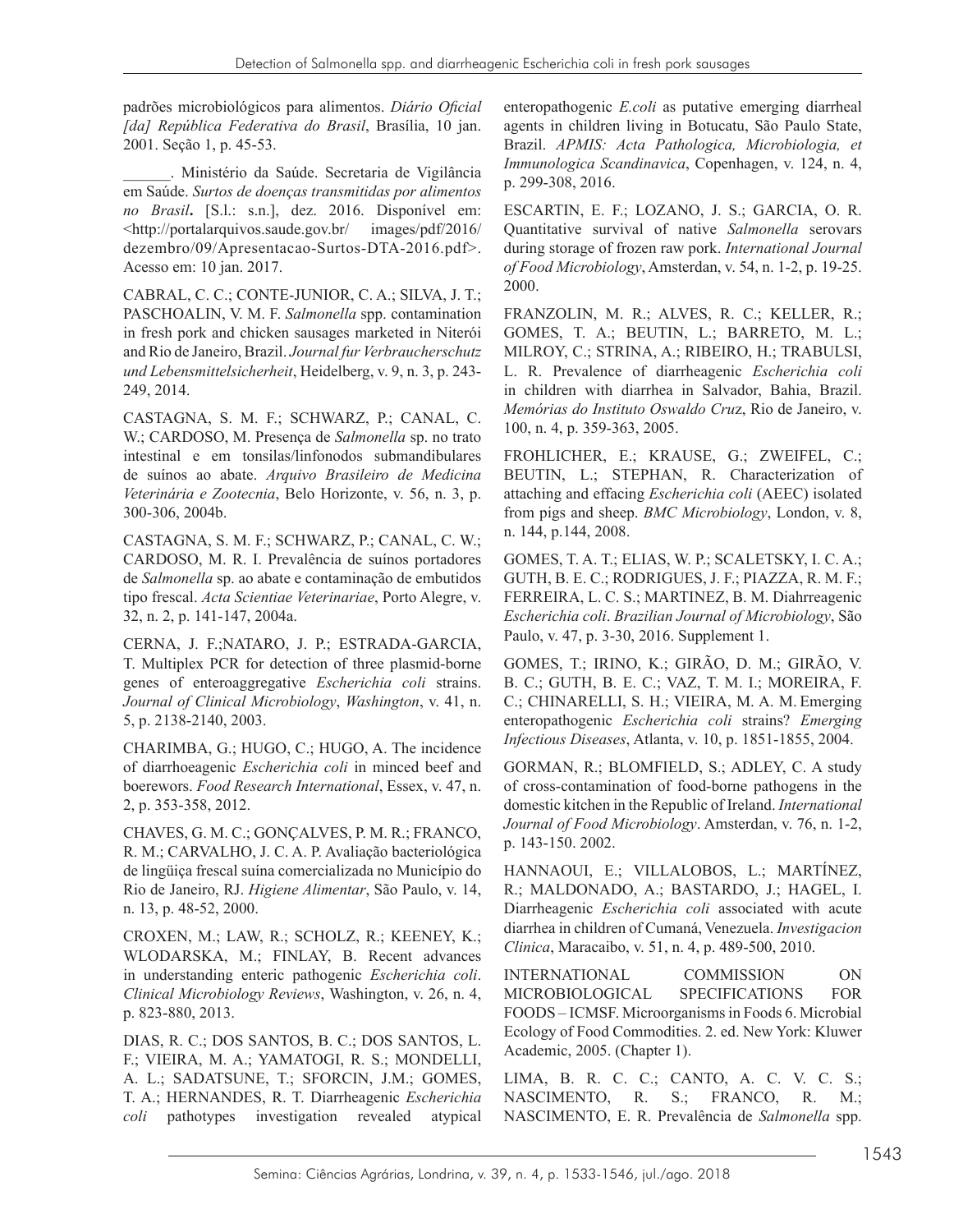padrões microbiológicos para alimentos. *Diário Oficial [da] República Federativa do Brasil*, Brasília, 10 jan. 2001. Seção 1, p. 45-53.

______. Ministério da Saúde. Secretaria de Vigilância em Saúde. *Surtos de doenças transmitidas por alimentos no Brasil***.** [S.l.: s.n.], dez. 2016. Disponível em: <http://portalarquivos.saude.gov.br/ images/pdf/2016/ dezembro/09/Apresentacao-Surtos-DTA-2016.pdf>. Acesso em: 10 jan. 2017.

CABRAL, C. C.; CONTE-JUNIOR, C. A.; SILVA, J. T.; PASCHOALIN, V. M. F. *Salmonella* spp. contamination in fresh pork and chicken sausages marketed in Niterói and Rio de Janeiro, Brazil. *Journal fur Verbraucherschutz und Lebensmittelsicherheit*, Heidelberg, v. 9, n. 3, p. 243-249, 2014.

CASTAGNA, S. M. F.; SCHWARZ, P.; CANAL, C. W.; CARDOSO, M. Presença de *Salmonella* sp. no trato intestinal e em tonsilas/linfonodos submandibulares de suínos ao abate. *Arquivo Brasileiro de Medicina Veterinária e Zootecnia*, Belo Horizonte, v. 56, n. 3, p. 300-306, 2004b.

CASTAGNA, S. M. F.; SCHWARZ, P.; CANAL, C. W.; CARDOSO, M. R. I. Prevalência de suínos portadores de *Salmonella* sp. ao abate e contaminação de embutidos tipo frescal. *Acta Scientiae Veterinariae*, Porto Alegre, v. 32, n. 2, p. 141-147, 2004a.

CERNA, J. F.;NATARO, J. P.; ESTRADA-GARCIA, T. Multiplex PCR for detection of three plasmid-borne genes of enteroaggregative *Escherichia coli* strains. *Journal of Clinical Microbiology*, *Washington*, v. 41, n. 5, p. 2138-2140, 2003.

CHARIMBA, G.; HUGO, C.; HUGO, A. The incidence of diarrhoeagenic *Escherichia coli* in minced beef and boerewors. *Food Research International*, Essex, v. 47, n. 2, p. 353-358, 2012.

CHAVES, G. M. C.; GONÇALVES, P. M. R.; FRANCO, R. M.; CARVALHO, J. C. A. P. Avaliação bacteriológica de lingüiça frescal suína comercializada no Município do Rio de Janeiro, RJ. *Higiene Alimentar*, São Paulo, v. 14, n. 13, p. 48-52, 2000.

CROXEN, M.; LAW, R.; SCHOLZ, R.; KEENEY, K.; WLODARSKA, M.; FINLAY, B. Recent advances in understanding enteric pathogenic *Escherichia coli*. *Clinical Microbiology Reviews*, Washington, v. 26, n. 4, p. 823-880, 2013.

DIAS, R. C.; DOS SANTOS, B. C.; DOS SANTOS, L. F.; VIEIRA, M. A.; YAMATOGI, R. S.; MONDELLI, A. L.; SADATSUNE, T.; SFORCIN, J.M.; GOMES, T. A.; HERNANDES, R. T. Diarrheagenic *Escherichia coli* pathotypes investigation revealed atypical enteropathogenic *E.coli* as putative emerging diarrheal agents in children living in Botucatu, São Paulo State, Brazil. *APMIS: Acta Pathologica, Microbiologia, et Immunologica Scandinavica*, Copenhagen, v. 124, n. 4, p. 299-308, 2016.

ESCARTIN, E. F.; LOZANO, J. S.; GARCIA, O. R. Quantitative survival of native *Salmonella* serovars during storage of frozen raw pork. *International Journal of Food Microbiology*, Amsterdan, v. 54, n. 1-2, p. 19-25. 2000.

FRANZOLIN, M. R.; ALVES, R. C.; KELLER, R.; GOMES, T. A.; BEUTIN, L.; BARRETO, M. L.; MILROY, C.; STRINA, A.; RIBEIRO, H.; TRABULSI, L. R. Prevalence of diarrheagenic *Escherichia coli* in children with diarrhea in Salvador, Bahia, Brazil. *Memórias do Instituto Oswaldo Cruz*, Rio de Janeiro, v. 100, n. 4, p. 359-363, 2005.

FROHLICHER, E.; KRAUSE, G.; ZWEIFEL, C.; BEUTIN, L.; STEPHAN, R. Characterization of attaching and effacing *Escherichia coli* (AEEC) isolated from pigs and sheep. *BMC Microbiology*, London, v. 8, n. 144, p.144, 2008.

GOMES, T. A. T.; ELIAS, W. P.; SCALETSKY, I. C. A.; GUTH, B. E. C.; RODRIGUES, J. F.; PIAZZA, R. M. F.; FERREIRA, L. C. S.; MARTINEZ, B. M. Diahrreagenic *Escherichia coli*. *Brazilian Journal of Microbiology*, São Paulo, v. 47, p. 3-30, 2016. Supplement 1.

GOMES, T.; IRINO, K.; GIRÃO, D. M.; GIRÃO, V. B. C.; GUTH, B. E. C.; VAZ, T. M. I.; MOREIRA, F. C.; CHINARELLI, S. H.; VIEIRA, M. A. M. Emerging enteropathogenic *Escherichia coli* strains? *Emerging Infectious Diseases*, Atlanta, v. 10, p. 1851-1855, 2004.

GORMAN, R.; BLOMFIELD, S.; ADLEY, C. A study of cross-contamination of food-borne pathogens in the domestic kitchen in the Republic of Ireland. *International Journal of Food Microbiology*. Amsterdan, v. 76, n. 1-2, p. 143-150. 2002.

HANNAOUI, E.; VILLALOBOS, L.; MARTÍNEZ, R.; MALDONADO, A.; BASTARDO, J.; HAGEL, I. Diarrheagenic *Escherichia coli* associated with acute diarrhea in children of Cumaná, Venezuela. *Investigacion Clinica*, Maracaibo, v. 51, n. 4, p. 489-500, 2010.

INTERNATIONAL COMMISSION ON MICROBIOLOGICAL SPECIFICATIONS FOR FOODS – ICMSF. Microorganisms in Foods 6. Microbial Ecology of Food Commodities. 2. ed. New York: Kluwer Academic, 2005. (Chapter 1).

LIMA, B. R. C. C.; CANTO, A. C. V. C. S.; NASCIMENTO, R. S.; FRANCO, R. M.; NASCIMENTO, E. R. Prevalência de *Salmonella* spp.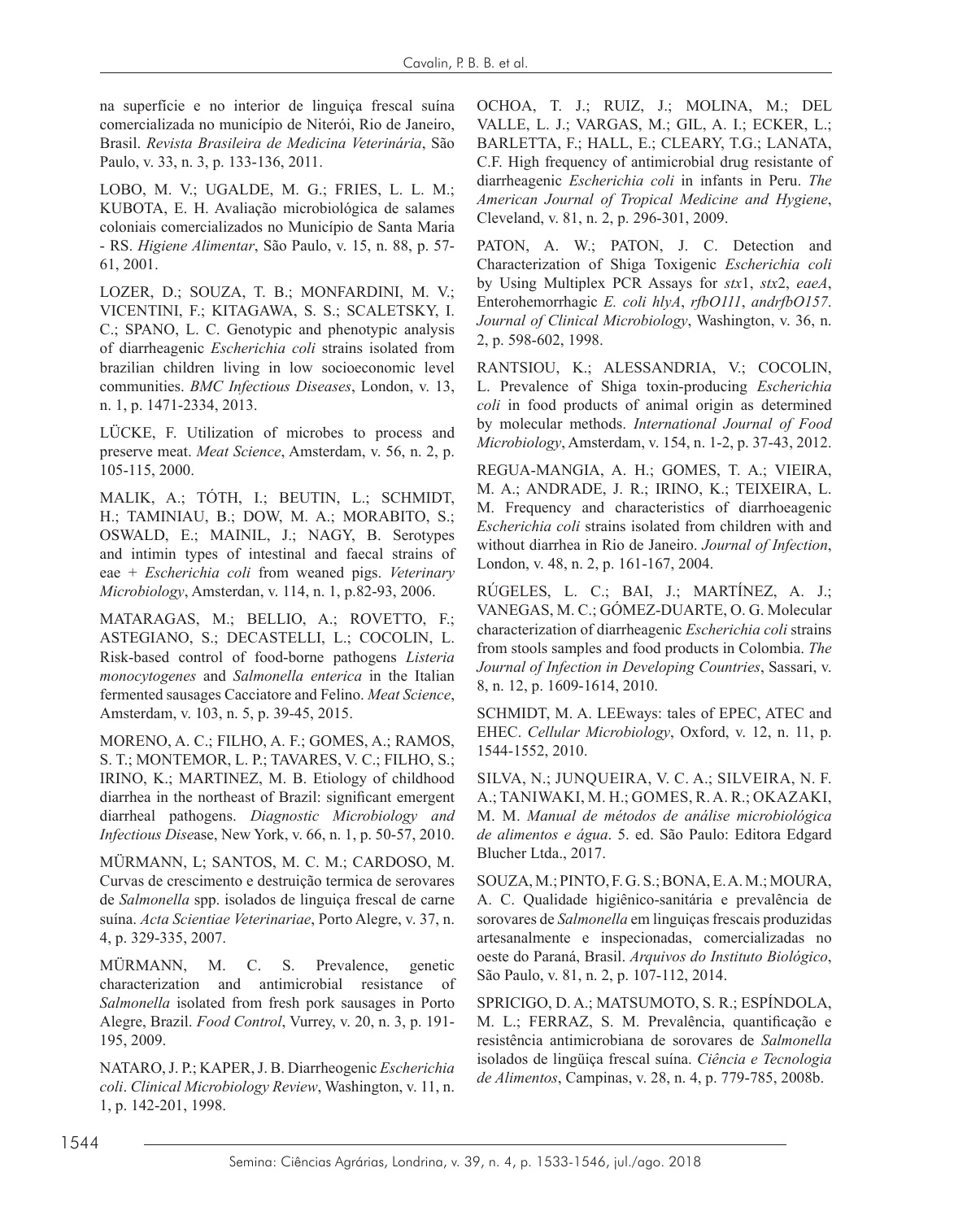na superfície e no interior de linguiça frescal suína comercializada no município de Niterói, Rio de Janeiro, Brasil. *Revista Brasileira de Medicina Veterinária*, São Paulo, v. 33, n. 3, p. 133-136, 2011.

LOBO, M. V.; UGALDE, M. G.; FRIES, L. L. M.; KUBOTA, E. H. Avaliação microbiológica de salames coloniais comercializados no Município de Santa Maria - RS. *Higiene Alimentar*, São Paulo, v. 15, n. 88, p. 57-61, 2001.

LOZER, D.; SOUZA, T. B.; MONFARDINI, M. V.; VICENTINI, F.; KITAGAWA, S. S.; SCALETSKY, I. C.; SPANO, L. C. Genotypic and phenotypic analysis of diarrheagenic *Escherichia coli* strains isolated from brazilian children living in low socioeconomic level communities. *BMC Infectious Diseases*, London, v. 13, n. 1, p. 1471-2334, 2013.

LÜCKE, F. Utilization of microbes to process and preserve meat. *Meat Science*, Amsterdam, v. 56, n. 2, p. 105-115, 2000.

MALIK, A.; TÓTH, I.; BEUTIN, L.; SCHMIDT, H.; TAMINIAU, B.; DOW, M. A.; MORABITO, S.; OSWALD, E.; MAINIL, J.; NAGY, B. Serotypes and intimin types of intestinal and faecal strains of eae + *Escherichia coli* from weaned pigs. *Veterinary Microbiology*, Amsterdan, v. 114, n. 1, p.82-93, 2006.

MATARAGAS, M.; BELLIO, A.; ROVETTO, F.; ASTEGIANO, S.; DECASTELLI, L.; COCOLIN, L. Risk-based control of food-borne pathogens *Listeria monocytogenes* and *Salmonella enterica* in the Italian fermented sausages Cacciatore and Felino. *Meat Science*, Amsterdam, v. 103, n. 5, p. 39-45, 2015.

MORENO, A. C.; FILHO, A. F.; GOMES, A.; RAMOS, S. T.; MONTEMOR, L. P.; TAVARES, V. C.; FILHO, S.; IRINO, K.; MARTINEZ, M. B. Etiology of childhood diarrhea in the northeast of Brazil: significant emergent diarrheal pathogens. *Diagnostic Microbiology and Infectious Disease*, New York, v. 66, n. 1, p. 50-57, 2010.

MÜRMANN, L; SANTOS, M. C. M.; CARDOSO, M. Curvas de crescimento e destruição termica de serovares de *Salmonella* spp. isolados de linguiça frescal de carne suína. *Acta Scientiae Veterinariae*, Porto Alegre, v. 37, n. 4, p. 329-335, 2007.

MÜRMANN, M. C. S. Prevalence, genetic characterization and antimicrobial resistance of *Salmonella* isolated from fresh pork sausages in Porto Alegre, Brazil. *Food Control*, Vurrey, v. 20, n. 3, p. 191-195, 2009.

NATARO, J. P.; KAPER, J. B. Diarrheogenic *Escherichia coli*. *Clinical Microbiology Review*, Washington, v. 11, n. 1, p. 142-201, 1998.

OCHOA, T. J.; RUIZ, J.; MOLINA, M.; DEL VALLE, L. J.; VARGAS, M.; GIL, A. I.; ECKER, L.; BARLETTA, F.; HALL, E.; CLEARY, T.G.; LANATA, C.F. High frequency of antimicrobial drug resistante of diarrheagenic *Escherichia coli* in infants in Peru. *The American Journal of Tropical Medicine and Hygiene*, Cleveland, v. 81, n. 2, p. 296-301, 2009.

PATON, A. W.; PATON, J. C. Detection and Characterization of Shiga Toxigenic *Escherichia coli* by Using Multiplex PCR Assays for *stx*1, *stx*2, *eaeA*, Enterohemorrhagic *E. coli hlyA*, *rfbO111*, *andrfbO157*. *Journal of Clinical Microbiology*, Washington, v. 36, n. 2, p. 598-602, 1998.

RANTSIOU, K.; ALESSANDRIA, V.; COCOLIN, L. Prevalence of Shiga toxin-producing *Escherichia coli* in food products of animal origin as determined by molecular methods. *International Journal of Food Microbiology*, Amsterdam, v. 154, n. 1-2, p. 37-43, 2012.

REGUA-MANGIA, A. H.; GOMES, T. A.; VIEIRA, M. A.; ANDRADE, J. R.; IRINO, K.; TEIXEIRA, L. M. Frequency and characteristics of diarrhoeagenic *Escherichia coli* strains isolated from children with and without diarrhea in Rio de Janeiro. *Journal of Infection*, London, v. 48, n. 2, p. 161-167, 2004.

RÚGELES, L. C.; BAI, J.; MARTÍNEZ, A. J.; VANEGAS, M. C.; GÓMEZ-DUARTE, O. G. Molecular characterization of diarrheagenic *Escherichia coli* strains from stools samples and food products in Colombia. *The Journal of Infection in Developing Countries*, Sassari, v. 8, n. 12, p. 1609-1614, 2010.

SCHMIDT, M. A. LEEways: tales of EPEC, ATEC and EHEC. *Cellular Microbiology*, Oxford, v. 12, n. 11, p. 1544-1552, 2010.

SILVA, N.; JUNQUEIRA, V. C. A.; SILVEIRA, N. F. A.; TANIWAKI, M. H.; GOMES, R. A. R.; OKAZAKI, M. M. *Manual de métodos de análise microbiológica de alimentos e água*. 5. ed. São Paulo: Editora Edgard Blucher Ltda., 2017.

SOUZA, M.; PINTO, F. G. S.; BONA, E. A. M.; MOURA, A. C. Qualidade higiênico-sanitária e prevalência de sorovares de *Salmonella* em linguiças frescais produzidas artesanalmente e inspecionadas, comercializadas no oeste do Paraná, Brasil. *Arquivos do Instituto Biológico*, São Paulo, v. 81, n. 2, p. 107-112, 2014.

SPRICIGO, D. A.; MATSUMOTO, S. R.; ESPÍNDOLA, M. L.; FERRAZ, S. M. Prevalência, quantificação e resistência antimicrobiana de sorovares de *Salmonella* isolados de lingüiça frescal suína. *Ciência e Tecnologia de Alimentos*, Campinas, v. 28, n. 4, p. 779-785, 2008b.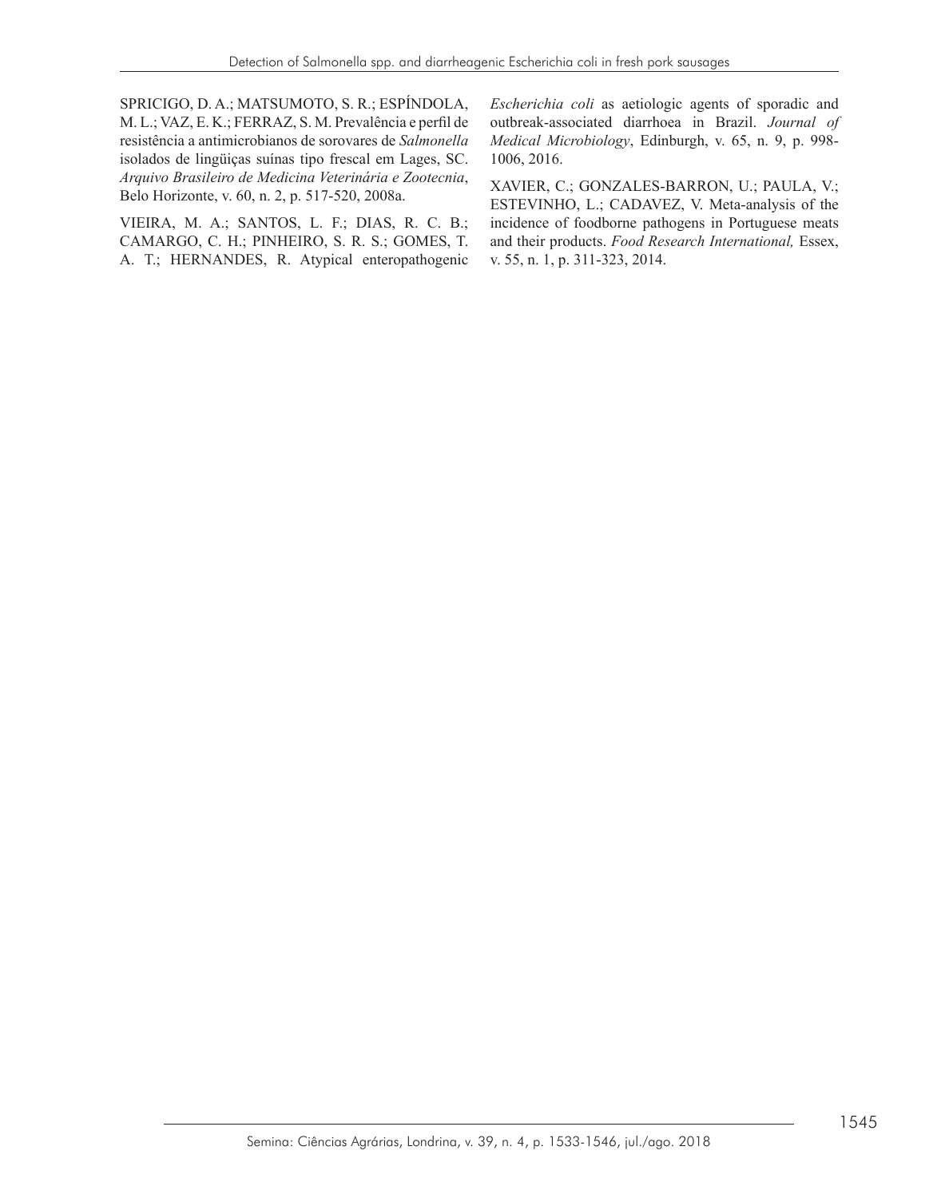SPRICIGO, D. A.; MATSUMOTO, S. R.; ESPÍNDOLA, M. L.; VAZ, E. K.; FERRAZ, S. M. Prevalência e perfil de resistência a antimicrobianos de sorovares de *Salmonella* isolados de lingüiças suínas tipo frescal em Lages, SC. *Arquivo Brasileiro de Medicina Veterinária e Zootecnia*, Belo Horizonte, v. 60, n. 2, p. 517-520, 2008a.

VIEIRA, M. A.; SANTOS, L. F.; DIAS, R. C. B.; CAMARGO, C. H.; PINHEIRO, S. R. S.; GOMES, T. A. T.; HERNANDES, R. Atypical enteropathogenic *Escherichia coli* as aetiologic agents of sporadic and outbreak-associated diarrhoea in Brazil. *Journal of Medical Microbiology*, Edinburgh, v. 65, n. 9, p. 998-1006, 2016.

XAVIER, C.; GONZALES-BARRON, U.; PAULA, V.; ESTEVINHO, L.; CADAVEZ, V. Meta-analysis of the incidence of foodborne pathogens in Portuguese meats and their products. *Food Research International,* Essex, v. 55, n. 1, p. 311-323, 2014.